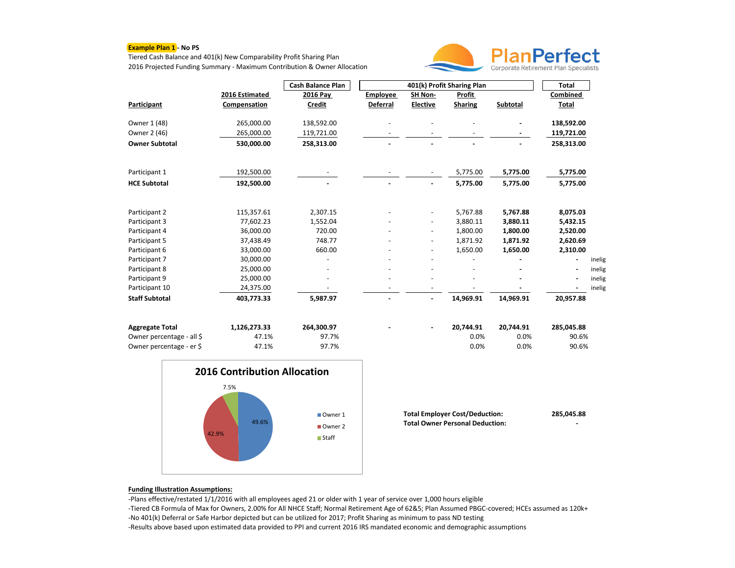**Example Plan 1** - No PS

Tiered Cash Balance and 401(k) New Comparability Profit Sharing Plan

2016 Projected Funding Summary - Maximum Contribution & Owner Allocation

PlanPerfect
Corporate Retirement Plan Specialists

| | | Cash Balance Plan | 401(k) Profit Sharing Plan | | | | Total | |
|---|---|---|---|---|---|---|---|---|
| **Participant** | **2016 Estimated Compensation** | **2016 Pay Credit** | **Employee Deferral** | **SH Non-Elective** | **Profit Sharing** | **Subtotal** | **Combined Total** | |
| Owner 1 (48) | 265,000.00 | 138,592.00 | - | - | - | - | **138,592.00** | |
| Owner 2 (46) | 265,000.00 | 119,721.00 | - | - | - | - | **119,721.00** | |
| **Owner Subtotal** | **530,000.00** | **258,313.00** | **-** | **-** | **-** | **-** | **258,313.00** | |
| Participant 1 | 192,500.00 | - | - | - | 5,775.00 | **5,775.00** | **5,775.00** | |
| **HCE Subtotal** | **192,500.00** | **-** | **-** | **-** | **5,775.00** | **5,775.00** | **5,775.00** | |
| Participant 2 | 115,357.61 | 2,307.15 | - | - | 5,767.88 | **5,767.88** | **8,075.03** | |
| Participant 3 | 77,602.23 | 1,552.04 | - | - | 3,880.11 | **3,880.11** | **5,432.15** | |
| Participant 4 | 36,000.00 | 720.00 | - | - | 1,800.00 | **1,800.00** | **2,520.00** | |
| Participant 5 | 37,438.49 | 748.77 | - | - | 1,871.92 | **1,871.92** | **2,620.69** | |
| Participant 6 | 33,000.00 | 660.00 | - | - | 1,650.00 | **1,650.00** | **2,310.00** | |
| Participant 7 | 30,000.00 | - | - | - | - | **-** | **-** | inelig |
| Participant 8 | 25,000.00 | - | - | - | - | **-** | **-** | inelig |
| Participant 9 | 25,000.00 | - | - | - | - | **-** | **-** | inelig |
| Participant 10 | 24,375.00 | - | - | - | - | **-** | **-** | inelig |
| **Staff Subtotal** | **403,773.33** | **5,987.97** | **-** | **-** | **14,969.91** | **14,969.91** | **20,957.88** | |
| **Aggregate Total** | **1,126,273.33** | **264,300.97** | **-** | **-** | **20,744.91** | **20,744.91** | **285,045.88** | |
| Owner percentage - all $ | 47.1% | 97.7% | | | 0.0% | 0.0% | 90.6% | |
| Owner percentage - er $ | 47.1% | 97.7% | | | 0.0% | 0.0% | 90.6% | |

**2016 Contribution Allocation**

- Owner 1: 49.6%
- Owner 2: 42.9%
- Staff: 7.5%

| | |
|---|---|
| **Total Employer Cost/Deduction:** | **285,045.88** |
| **Total Owner Personal Deduction:** | **-** |

**Funding Illustration Assumptions:**

-Plans effective/restated 1/1/2016 with all employees aged 21 or older with 1 year of service over 1,000 hours eligible

-Tiered CB Formula of Max for Owners, 2.00% for All NHCE Staff; Normal Retirement Age of 62&5; Plan Assumed PBGC-covered; HCEs assumed as 120k+

-No 401(k) Deferral or Safe Harbor depicted but can be utilized for 2017; Profit Sharing as minimum to pass ND testing

-Results above based upon estimated data provided to PPI and current 2016 IRS mandated economic and demographic assumptions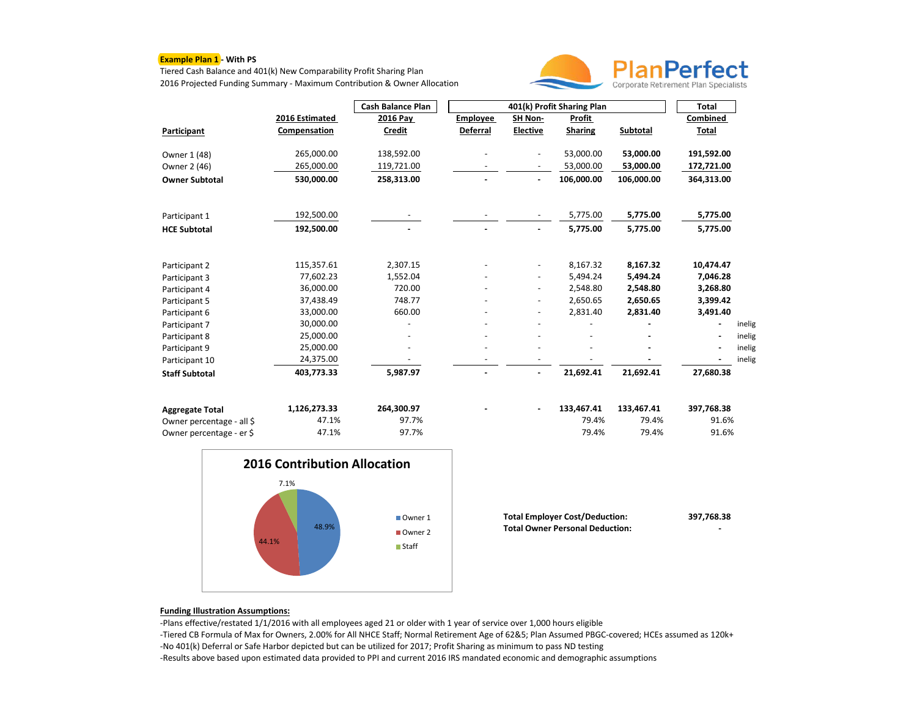**Example Plan 1** - With PS
Tiered Cash Balance and 401(k) New Comparability Profit Sharing Plan
2016 Projected Funding Summary - Maximum Contribution & Owner Allocation

PlanPerfect
Corporate Retirement Plan Specialists

| | | Cash Balance Plan | 401(k) Profit Sharing Plan | | | | Total | |
|---|---|---|---|---|---|---|---|---|
| Participant | 2016 Estimated Compensation | 2016 Pay Credit | Employee Deferral | SH Non-Elective | Profit Sharing | Subtotal | Combined Total | |
| Owner 1 (48) | 265,000.00 | 138,592.00 | - | - | 53,000.00 | **53,000.00** | **191,592.00** | |
| Owner 2 (46) | 265,000.00 | 119,721.00 | - | - | 53,000.00 | **53,000.00** | **172,721.00** | |
| **Owner Subtotal** | **530,000.00** | **258,313.00** | **-** | **-** | **106,000.00** | **106,000.00** | **364,313.00** | |
| Participant 1 | 192,500.00 | - | - | - | 5,775.00 | **5,775.00** | **5,775.00** | |
| **HCE Subtotal** | **192,500.00** | **-** | **-** | **-** | **5,775.00** | **5,775.00** | **5,775.00** | |
| Participant 2 | 115,357.61 | 2,307.15 | - | - | 8,167.32 | **8,167.32** | **10,474.47** | |
| Participant 3 | 77,602.23 | 1,552.04 | - | - | 5,494.24 | **5,494.24** | **7,046.28** | |
| Participant 4 | 36,000.00 | 720.00 | - | - | 2,548.80 | **2,548.80** | **3,268.80** | |
| Participant 5 | 37,438.49 | 748.77 | - | - | 2,650.65 | **2,650.65** | **3,399.42** | |
| Participant 6 | 33,000.00 | 660.00 | - | - | 2,831.40 | **2,831.40** | **3,491.40** | |
| Participant 7 | 30,000.00 | - | - | - | - | **-** | **-** | inelig |
| Participant 8 | 25,000.00 | - | - | - | - | **-** | **-** | inelig |
| Participant 9 | 25,000.00 | - | - | - | - | **-** | **-** | inelig |
| Participant 10 | 24,375.00 | - | - | - | - | **-** | **-** | inelig |
| **Staff Subtotal** | **403,773.33** | **5,987.97** | **-** | **-** | **21,692.41** | **21,692.41** | **27,680.38** | |
| **Aggregate Total** | **1,126,273.33** | **264,300.97** | **-** | **-** | **133,467.41** | **133,467.41** | **397,768.38** | |
| Owner percentage - all $ | 47.1% | 97.7% | | | 79.4% | 79.4% | 91.6% | |
| Owner percentage - er $ | 47.1% | 97.7% | | | 79.4% | 79.4% | 91.6% | |

**2016 Contribution Allocation**

48.9%
44.1%
7.1%

Owner 1
Owner 2
Staff

| | |
|---|---|
| **Total Employer Cost/Deduction:** | **397,768.38** |
| **Total Owner Personal Deduction:** | **-** |

**Funding Illustration Assumptions:**

-Plans effective/restated 1/1/2016 with all employees aged 21 or older with 1 year of service over 1,000 hours eligible
-Tiered CB Formula of Max for Owners, 2.00% for All NHCE Staff; Normal Retirement Age of 62&5; Plan Assumed PBGC-covered; HCEs assumed as 120k+
-No 401(k) Deferral or Safe Harbor depicted but can be utilized for 2017; Profit Sharing as minimum to pass ND testing
-Results above based upon estimated data provided to PPI and current 2016 IRS mandated economic and demographic assumptions